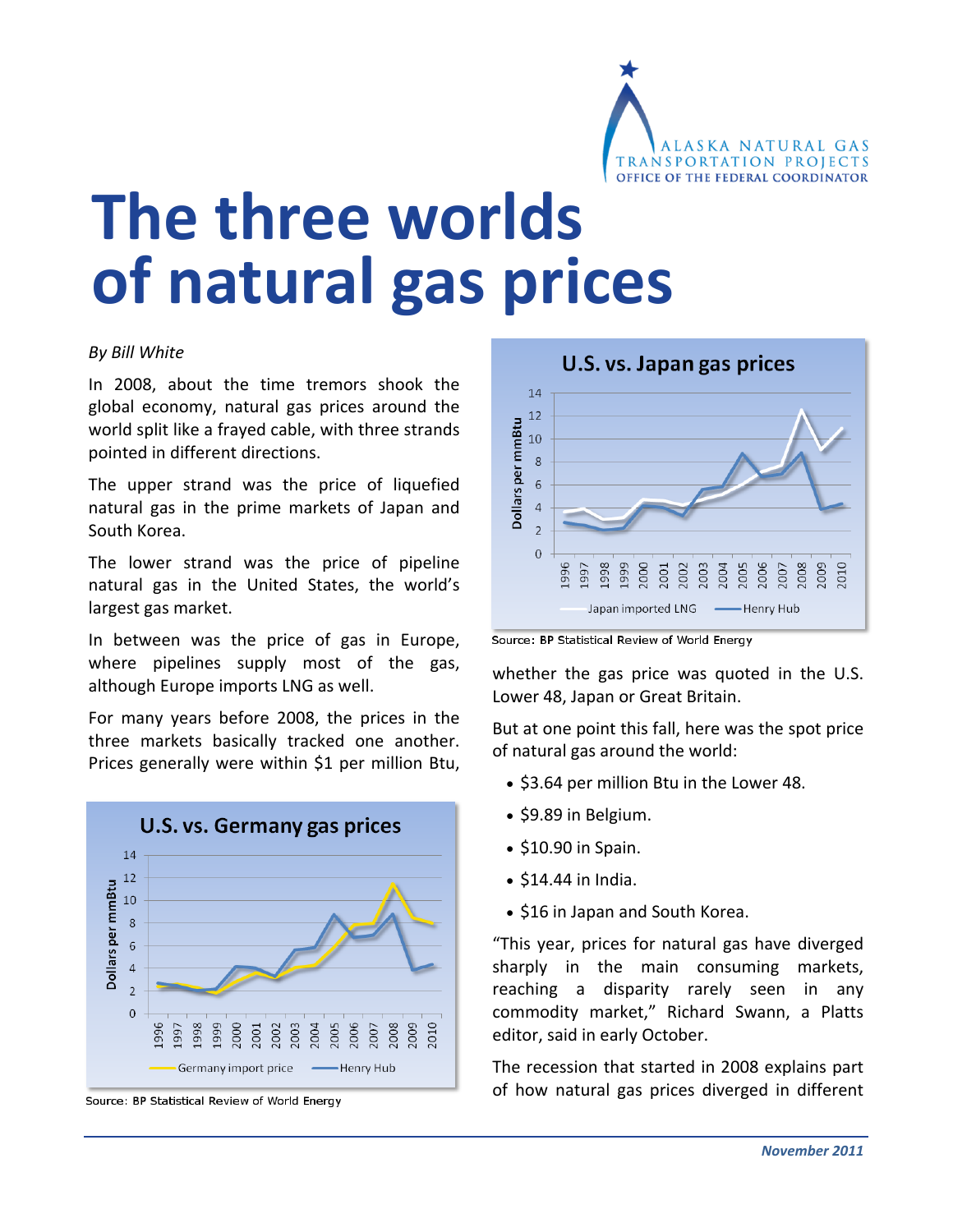# The three worlds of natural gas prices

*By Bill White*

In 2008, about the time tremors shook the global economy, natural gas prices around the world split like a frayed cable, with three strands pointed in different directions.

The upper strand was the price of liquefied natural gas in the prime markets of Japan and South Korea.

The lower strand was the price of pipeline natural gas in the United States, the world's largest gas market.

In between was the price of gas in Europe, where pipelines supply most of the gas, although Europe imports LNG as well.

For many years before 2008, the prices in the three markets basically tracked one another. Prices generally were within $1 per million Btu, whether the gas price was quoted in the U.S. Lower 48, Japan or Great Britain.

**U.S. vs. Germany gas prices**

Source: BP Statistical Review of World Energy

**U.S. vs. Japan gas prices**

Source: BP Statistical Review of World Energy

But at one point this fall, here was the spot price of natural gas around the world:

- $3.64 per million Btu in the Lower 48.
- $9.89 in Belgium.
- $10.90 in Spain.
- $14.44 in India.
- $16 in Japan and South Korea.

"This year, prices for natural gas have diverged sharply in the main consuming markets, reaching a disparity rarely seen in any commodity market," Richard Swann, a Platts editor, said in early October.

The recession that started in 2008 explains part of how natural gas prices diverged in different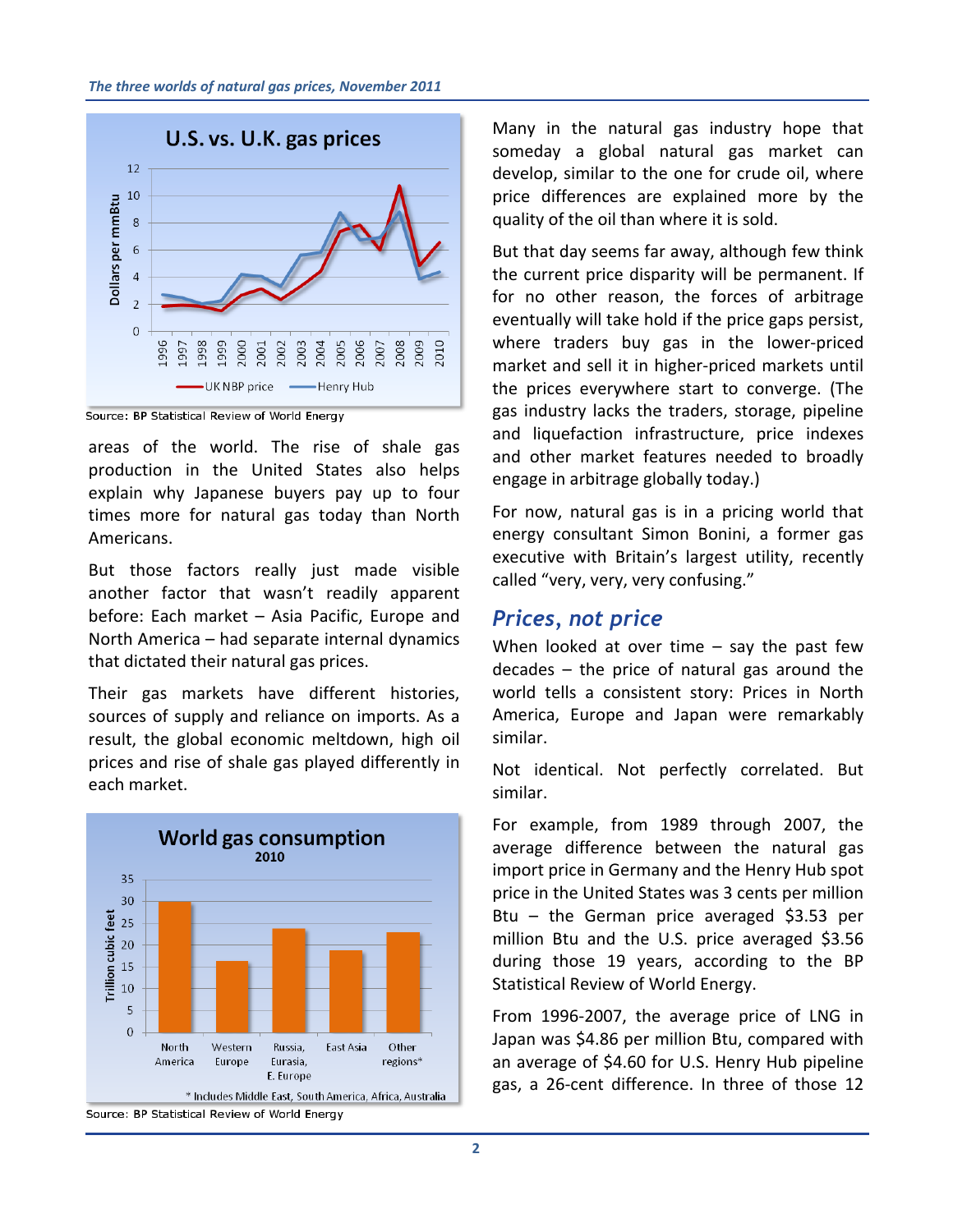**U.S. vs. U.K. gas prices**

Source: BP Statistical Review of World Energy

areas of the world. The rise of shale gas production in the United States also helps explain why Japanese buyers pay up to four times more for natural gas today than North Americans.

But those factors really just made visible another factor that wasn't readily apparent before: Each market – Asia Pacific, Europe and North America – had separate internal dynamics that dictated their natural gas prices.

Their gas markets have different histories, sources of supply and reliance on imports. As a result, the global economic meltdown, high oil prices and rise of shale gas played differently in each market.

**World gas consumption 2010**

Source: BP Statistical Review of World Energy

Many in the natural gas industry hope that someday a global natural gas market can develop, similar to the one for crude oil, where price differences are explained more by the quality of the oil than where it is sold.

But that day seems far away, although few think the current price disparity will be permanent. If for no other reason, the forces of arbitrage eventually will take hold if the price gaps persist, where traders buy gas in the lower-priced market and sell it in higher-priced markets until the prices everywhere start to converge. (The gas industry lacks the traders, storage, pipeline and liquefaction infrastructure, price indexes and other market features needed to broadly engage in arbitrage globally today.)

For now, natural gas is in a pricing world that energy consultant Simon Bonini, a former gas executive with Britain's largest utility, recently called "very, very, very confusing."

## Prices, not price

When looked at over time – say the past few decades – the price of natural gas around the world tells a consistent story: Prices in North America, Europe and Japan were remarkably similar.

Not identical. Not perfectly correlated. But similar.

For example, from 1989 through 2007, the average difference between the natural gas import price in Germany and the Henry Hub spot price in the United States was 3 cents per million Btu – the German price averaged $3.53 per million Btu and the U.S. price averaged $3.56 during those 19 years, according to the BP Statistical Review of World Energy.

From 1996-2007, the average price of LNG in Japan was $4.86 per million Btu, compared with an average of $4.60 for U.S. Henry Hub pipeline gas, a 26-cent difference. In three of those 12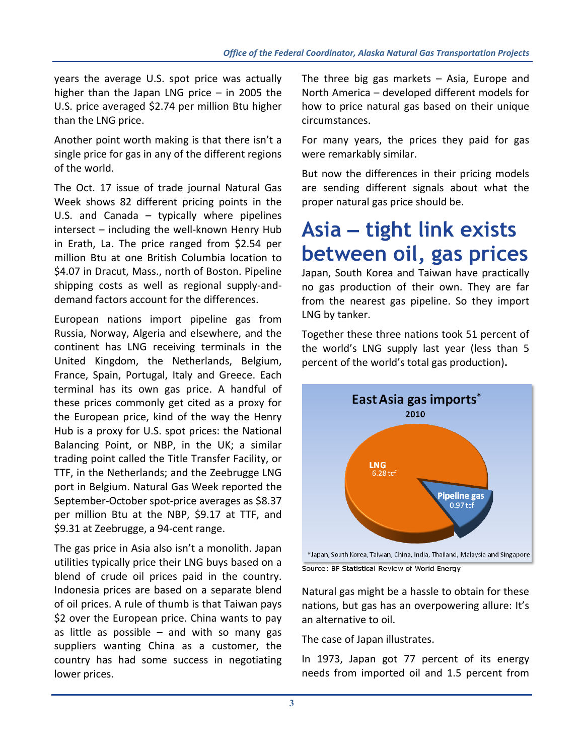years the average U.S. spot price was actually higher than the Japan LNG price – in 2005 the U.S. price averaged $2.74 per million Btu higher than the LNG price.

Another point worth making is that there isn't a single price for gas in any of the different regions of the world.

The Oct. 17 issue of trade journal Natural Gas Week shows 82 different pricing points in the U.S. and Canada – typically where pipelines intersect – including the well-known Henry Hub in Erath, La. The price ranged from $2.54 per million Btu at one British Columbia location to $4.07 in Dracut, Mass., north of Boston. Pipeline shipping costs as well as regional supply-and-demand factors account for the differences.

European nations import pipeline gas from Russia, Norway, Algeria and elsewhere, and the continent has LNG receiving terminals in the United Kingdom, the Netherlands, Belgium, France, Spain, Portugal, Italy and Greece. Each terminal has its own gas price. A handful of these prices commonly get cited as a proxy for the European price, kind of the way the Henry Hub is a proxy for U.S. spot prices: the National Balancing Point, or NBP, in the UK; a similar trading point called the Title Transfer Facility, or TTF, in the Netherlands; and the Zeebrugge LNG port in Belgium. Natural Gas Week reported the September-October spot-price averages as $8.37 per million Btu at the NBP, $9.17 at TTF, and $9.31 at Zeebrugge, a 94-cent range.

The gas price in Asia also isn't a monolith. Japan utilities typically price their LNG buys based on a blend of crude oil prices paid in the country. Indonesia prices are based on a separate blend of oil prices. A rule of thumb is that Taiwan pays $2 over the European price. China wants to pay as little as possible – and with so many gas suppliers wanting China as a customer, the country has had some success in negotiating lower prices.

The three big gas markets – Asia, Europe and North America – developed different models for how to price natural gas based on their unique circumstances.

For many years, the prices they paid for gas were remarkably similar.

But now the differences in their pricing models are sending different signals about what the proper natural gas price should be.

# Asia – tight link exists between oil, gas prices

Japan, South Korea and Taiwan have practically no gas production of their own. They are far from the nearest gas pipeline. So they import LNG by tanker.

Together these three nations took 51 percent of the world's LNG supply last year (less than 5 percent of the world's total gas production).

**East Asia gas imports*** 
**2010**

LNG 6.28 tcf
Pipeline gas 0.97 tcf

*Japan, South Korea, Taiwan, China, India, Thailand, Malaysia and Singapore

Source: BP Statistical Review of World Energy

Natural gas might be a hassle to obtain for these nations, but gas has an overpowering allure: It's an alternative to oil.

The case of Japan illustrates.

In 1973, Japan got 77 percent of its energy needs from imported oil and 1.5 percent from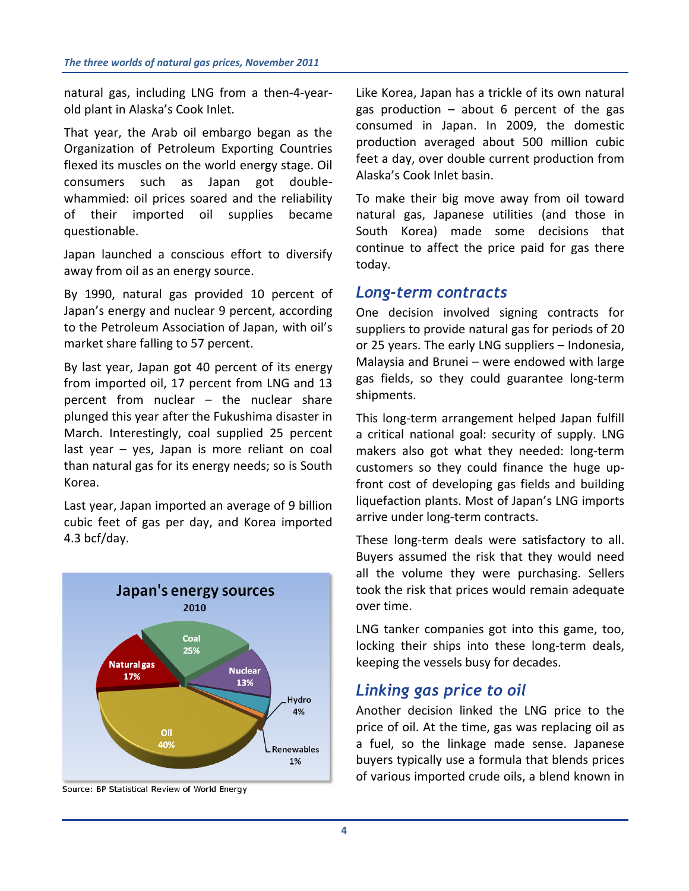natural gas, including LNG from a then-4-year-old plant in Alaska's Cook Inlet.

That year, the Arab oil embargo began as the Organization of Petroleum Exporting Countries flexed its muscles on the world energy stage. Oil consumers such as Japan got double-whammied: oil prices soared and the reliability of their imported oil supplies became questionable.

Japan launched a conscious effort to diversify away from oil as an energy source.

By 1990, natural gas provided 10 percent of Japan's energy and nuclear 9 percent, according to the Petroleum Association of Japan, with oil's market share falling to 57 percent.

By last year, Japan got 40 percent of its energy from imported oil, 17 percent from LNG and 13 percent from nuclear – the nuclear share plunged this year after the Fukushima disaster in March. Interestingly, coal supplied 25 percent last year – yes, Japan is more reliant on coal than natural gas for its energy needs; so is South Korea.

Last year, Japan imported an average of 9 billion cubic feet of gas per day, and Korea imported 4.3 bcf/day.

**Japan's energy sources**
2010

| Source | Share |
|---|---|
| Oil | 40% |
| Coal | 25% |
| Natural gas | 17% |
| Nuclear | 13% |
| Hydro | 4% |
| Renewables | 1% |

Source: BP Statistical Review of World Energy

Like Korea, Japan has a trickle of its own natural gas production – about 6 percent of the gas consumed in Japan. In 2009, the domestic production averaged about 500 million cubic feet a day, over double current production from Alaska's Cook Inlet basin.

To make their big move away from oil toward natural gas, Japanese utilities (and those in South Korea) made some decisions that continue to affect the price paid for gas there today.

## *Long-term contracts*

One decision involved signing contracts for suppliers to provide natural gas for periods of 20 or 25 years. The early LNG suppliers – Indonesia, Malaysia and Brunei – were endowed with large gas fields, so they could guarantee long-term shipments.

This long-term arrangement helped Japan fulfill a critical national goal: security of supply. LNG makers also got what they needed: long-term customers so they could finance the huge up-front cost of developing gas fields and building liquefaction plants. Most of Japan's LNG imports arrive under long-term contracts.

These long-term deals were satisfactory to all. Buyers assumed the risk that they would need all the volume they were purchasing. Sellers took the risk that prices would remain adequate over time.

LNG tanker companies got into this game, too, locking their ships into these long-term deals, keeping the vessels busy for decades.

## *Linking gas price to oil*

Another decision linked the LNG price to the price of oil. At the time, gas was replacing oil as a fuel, so the linkage made sense. Japanese buyers typically use a formula that blends prices of various imported crude oils, a blend known in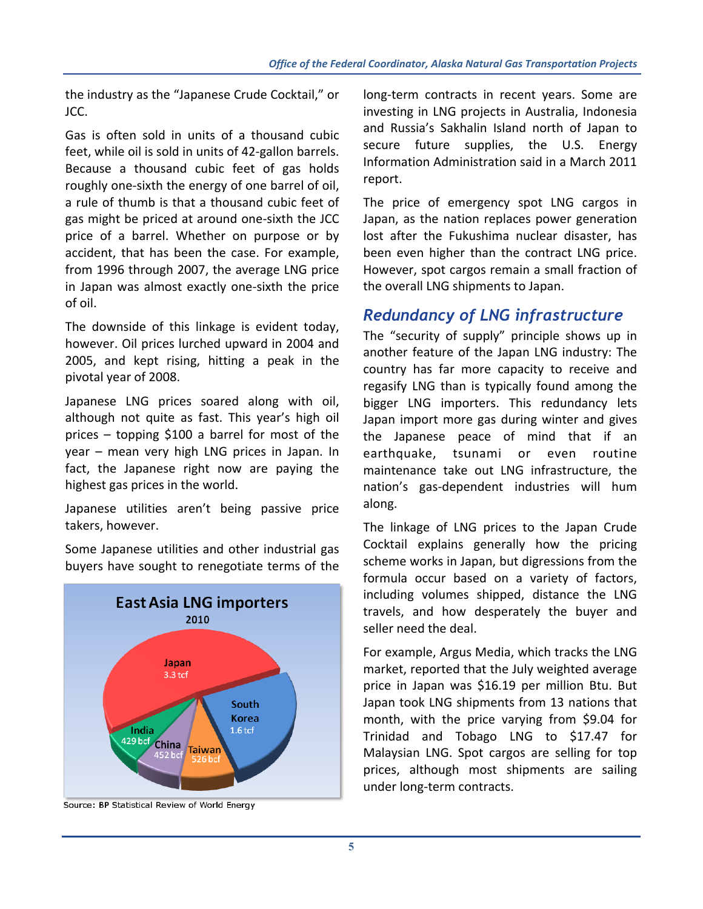the industry as the "Japanese Crude Cocktail," or JCC.

Gas is often sold in units of a thousand cubic feet, while oil is sold in units of 42-gallon barrels. Because a thousand cubic feet of gas holds roughly one-sixth the energy of one barrel of oil, a rule of thumb is that a thousand cubic feet of gas might be priced at around one-sixth the JCC price of a barrel. Whether on purpose or by accident, that has been the case. For example, from 1996 through 2007, the average LNG price in Japan was almost exactly one-sixth the price of oil.

The downside of this linkage is evident today, however. Oil prices lurched upward in 2004 and 2005, and kept rising, hitting a peak in the pivotal year of 2008.

Japanese LNG prices soared along with oil, although not quite as fast. This year's high oil prices – topping $100 a barrel for most of the year – mean very high LNG prices in Japan. In fact, the Japanese right now are paying the highest gas prices in the world.

Japanese utilities aren't being passive price takers, however.

Some Japanese utilities and other industrial gas buyers have sought to renegotiate terms of the long-term contracts in recent years. Some are investing in LNG projects in Australia, Indonesia and Russia's Sakhalin Island north of Japan to secure future supplies, the U.S. Energy Information Administration said in a March 2011 report.

**East Asia LNG importers**
2010

| Country | Volume |
|---|---|
| Japan | 3.3 tcf |
| South Korea | 1.6 tcf |
| Taiwan | 526 bcf |
| China | 452 bcf |
| India | 429 bcf |

Source: BP Statistical Review of World Energy

The price of emergency spot LNG cargos in Japan, as the nation replaces power generation lost after the Fukushima nuclear disaster, has been even higher than the contract LNG price. However, spot cargos remain a small fraction of the overall LNG shipments to Japan.

## Redundancy of LNG infrastructure

The "security of supply" principle shows up in another feature of the Japan LNG industry: The country has far more capacity to receive and regasify LNG than is typically found among the bigger LNG importers. This redundancy lets Japan import more gas during winter and gives the Japanese peace of mind that if an earthquake, tsunami or even routine maintenance take out LNG infrastructure, the nation's gas-dependent industries will hum along.

The linkage of LNG prices to the Japan Crude Cocktail explains generally how the pricing scheme works in Japan, but digressions from the formula occur based on a variety of factors, including volumes shipped, distance the LNG travels, and how desperately the buyer and seller need the deal.

For example, Argus Media, which tracks the LNG market, reported that the July weighted average price in Japan was $16.19 per million Btu. But Japan took LNG shipments from 13 nations that month, with the price varying from $9.04 for Trinidad and Tobago LNG to $17.47 for Malaysian LNG. Spot cargos are selling for top prices, although most shipments are sailing under long-term contracts.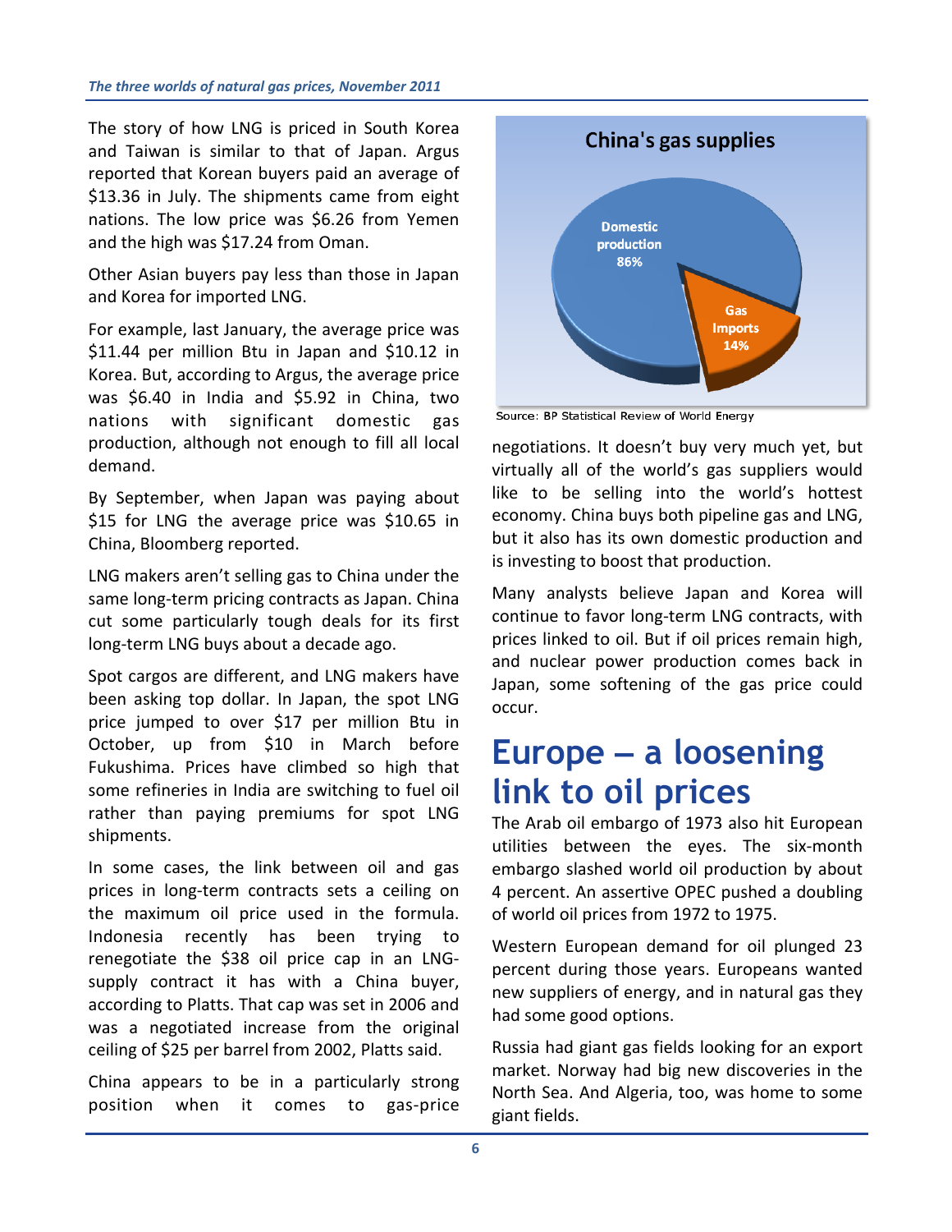The story of how LNG is priced in South Korea and Taiwan is similar to that of Japan. Argus reported that Korean buyers paid an average of $13.36 in July. The shipments came from eight nations. The low price was $6.26 from Yemen and the high was $17.24 from Oman.

Other Asian buyers pay less than those in Japan and Korea for imported LNG.

For example, last January, the average price was $11.44 per million Btu in Japan and $10.12 in Korea. But, according to Argus, the average price was $6.40 in India and $5.92 in China, two nations with significant domestic gas production, although not enough to fill all local demand.

By September, when Japan was paying about $15 for LNG the average price was $10.65 in China, Bloomberg reported.

LNG makers aren't selling gas to China under the same long-term pricing contracts as Japan. China cut some particularly tough deals for its first long-term LNG buys about a decade ago.

Spot cargos are different, and LNG makers have been asking top dollar. In Japan, the spot LNG price jumped to over $17 per million Btu in October, up from $10 in March before Fukushima. Prices have climbed so high that some refineries in India are switching to fuel oil rather than paying premiums for spot LNG shipments.

In some cases, the link between oil and gas prices in long-term contracts sets a ceiling on the maximum oil price used in the formula. Indonesia recently has been trying to renegotiate the $38 oil price cap in an LNG-supply contract it has with a China buyer, according to Platts. That cap was set in 2006 and was a negotiated increase from the original ceiling of $25 per barrel from 2002, Platts said.

China appears to be in a particularly strong position when it comes to gas-price negotiations. It doesn't buy very much yet, but virtually all of the world's gas suppliers would like to be selling into the world's hottest economy. China buys both pipeline gas and LNG, but it also has its own domestic production and is investing to boost that production.

**China's gas supplies**

| Source | Share |
|---|---|
| Domestic production | 86% |
| Gas Imports | 14% |

Source: BP Statistical Review of World Energy

Many analysts believe Japan and Korea will continue to favor long-term LNG contracts, with prices linked to oil. But if oil prices remain high, and nuclear power production comes back in Japan, some softening of the gas price could occur.

# Europe – a loosening link to oil prices

The Arab oil embargo of 1973 also hit European utilities between the eyes. The six-month embargo slashed world oil production by about 4 percent. An assertive OPEC pushed a doubling of world oil prices from 1972 to 1975.

Western European demand for oil plunged 23 percent during those years. Europeans wanted new suppliers of energy, and in natural gas they had some good options.

Russia had giant gas fields looking for an export market. Norway had big new discoveries in the North Sea. And Algeria, too, was home to some giant fields.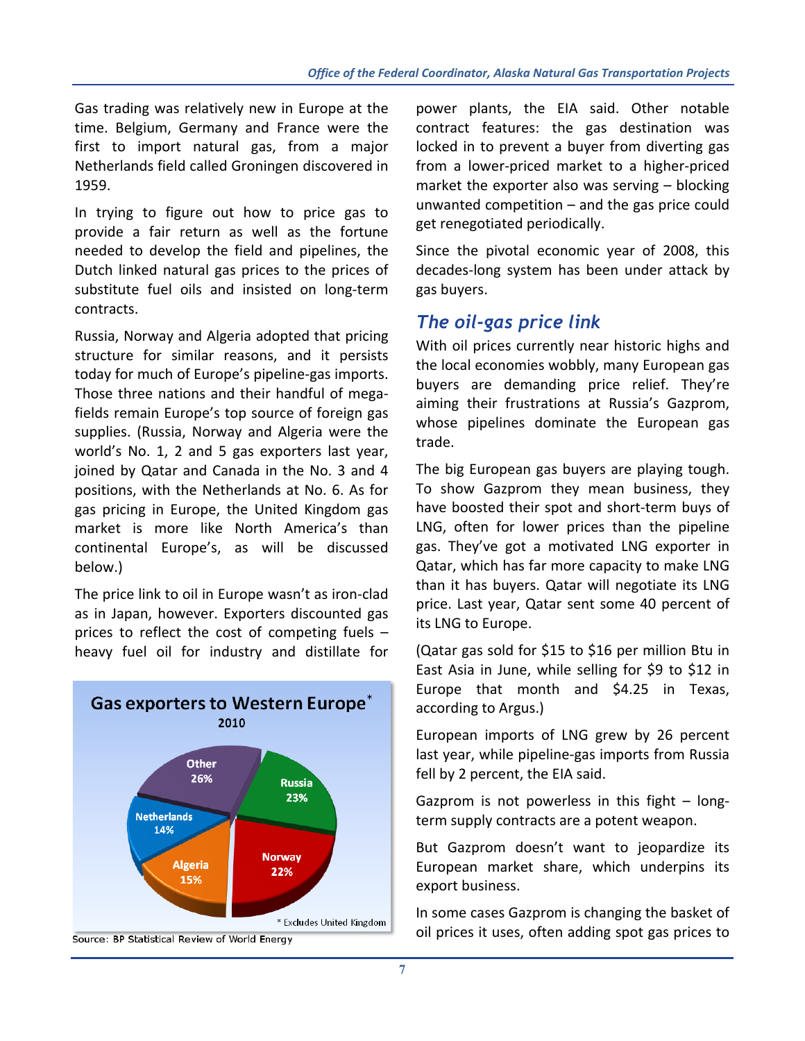Gas trading was relatively new in Europe at the time. Belgium, Germany and France were the first to import natural gas, from a major Netherlands field called Groningen discovered in 1959.

In trying to figure out how to price gas to provide a fair return as well as the fortune needed to develop the field and pipelines, the Dutch linked natural gas prices to the prices of substitute fuel oils and insisted on long-term contracts.

Russia, Norway and Algeria adopted that pricing structure for similar reasons, and it persists today for much of Europe's pipeline-gas imports. Those three nations and their handful of mega-fields remain Europe's top source of foreign gas supplies. (Russia, Norway and Algeria were the world's No. 1, 2 and 5 gas exporters last year, joined by Qatar and Canada in the No. 3 and 4 positions, with the Netherlands at No. 6. As for gas pricing in Europe, the United Kingdom gas market is more like North America's than continental Europe's, as will be discussed below.)

The price link to oil in Europe wasn't as iron-clad as in Japan, however. Exporters discounted gas prices to reflect the cost of competing fuels – heavy fuel oil for industry and distillate for power plants, the EIA said. Other notable contract features: the gas destination was locked in to prevent a buyer from diverting gas from a lower-priced market to a higher-priced market the exporter also was serving – blocking unwanted competition – and the gas price could get renegotiated periodically.

**Gas exporters to Western Europe*** **2010**

| Exporter | Share |
|---|---|
| Russia | 23% |
| Norway | 22% |
| Algeria | 15% |
| Netherlands | 14% |
| Other | 26% |

\* Excludes United Kingdom

Source: BP Statistical Review of World Energy

Since the pivotal economic year of 2008, this decades-long system has been under attack by gas buyers.

## *The oil-gas price link*

With oil prices currently near historic highs and the local economies wobbly, many European gas buyers are demanding price relief. They're aiming their frustrations at Russia's Gazprom, whose pipelines dominate the European gas trade.

The big European gas buyers are playing tough. To show Gazprom they mean business, they have boosted their spot and short-term buys of LNG, often for lower prices than the pipeline gas. They've got a motivated LNG exporter in Qatar, which has far more capacity to make LNG than it has buyers. Qatar will negotiate its LNG price. Last year, Qatar sent some 40 percent of its LNG to Europe.

(Qatar gas sold for $15 to $16 per million Btu in East Asia in June, while selling for $9 to $12 in Europe that month and $4.25 in Texas, according to Argus.)

European imports of LNG grew by 26 percent last year, while pipeline-gas imports from Russia fell by 2 percent, the EIA said.

Gazprom is not powerless in this fight – long-term supply contracts are a potent weapon.

But Gazprom doesn't want to jeopardize its European market share, which underpins its export business.

In some cases Gazprom is changing the basket of oil prices it uses, often adding spot gas prices to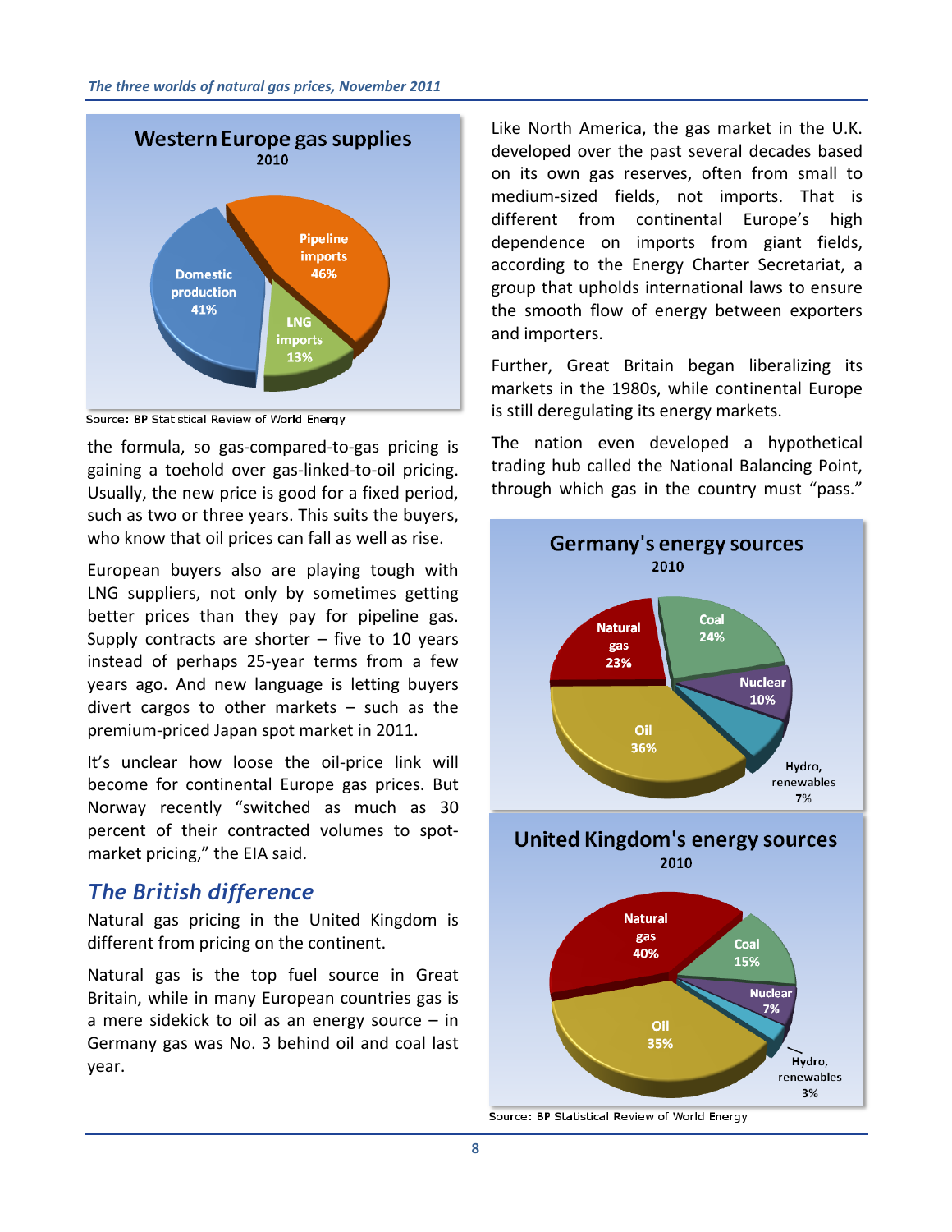**Western Europe gas supplies**
2010

- Domestic production 41%
- Pipeline imports 46%
- LNG imports 13%

Source: BP Statistical Review of World Energy

the formula, so gas-compared-to-gas pricing is gaining a toehold over gas-linked-to-oil pricing. Usually, the new price is good for a fixed period, such as two or three years. This suits the buyers, who know that oil prices can fall as well as rise.

European buyers also are playing tough with LNG suppliers, not only by sometimes getting better prices than they pay for pipeline gas. Supply contracts are shorter – five to 10 years instead of perhaps 25-year terms from a few years ago. And new language is letting buyers divert cargos to other markets – such as the premium-priced Japan spot market in 2011.

It's unclear how loose the oil-price link will become for continental Europe gas prices. But Norway recently "switched as much as 30 percent of their contracted volumes to spot-market pricing," the EIA said.

## The British difference

Natural gas pricing in the United Kingdom is different from pricing on the continent.

Natural gas is the top fuel source in Great Britain, while in many European countries gas is a mere sidekick to oil as an energy source – in Germany gas was No. 3 behind oil and coal last year.

Like North America, the gas market in the U.K. developed over the past several decades based on its own gas reserves, often from small to medium-sized fields, not imports. That is different from continental Europe's high dependence on imports from giant fields, according to the Energy Charter Secretariat, a group that upholds international laws to ensure the smooth flow of energy between exporters and importers.

Further, Great Britain began liberalizing its markets in the 1980s, while continental Europe is still deregulating its energy markets.

The nation even developed a hypothetical trading hub called the National Balancing Point, through which gas in the country must "pass."

**Germany's energy sources**
2010

- Natural gas 23%
- Coal 24%
- Nuclear 10%
- Hydro, renewables 7%
- Oil 36%

**United Kingdom's energy sources**
2010

- Natural gas 40%
- Coal 15%
- Nuclear 7%
- Hydro, renewables 3%
- Oil 35%

Source: BP Statistical Review of World Energy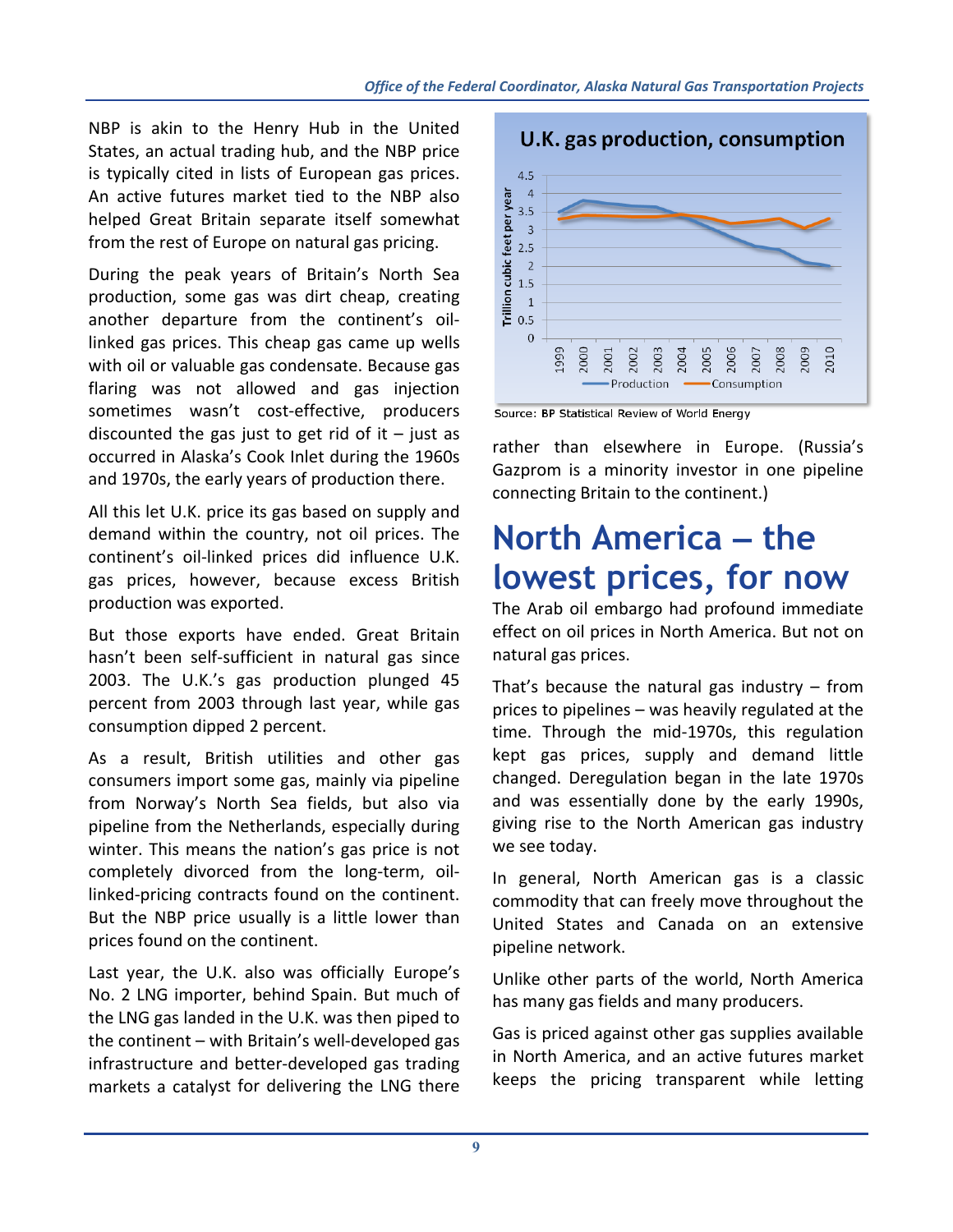NBP is akin to the Henry Hub in the United States, an actual trading hub, and the NBP price is typically cited in lists of European gas prices. An active futures market tied to the NBP also helped Great Britain separate itself somewhat from the rest of Europe on natural gas pricing.

During the peak years of Britain's North Sea production, some gas was dirt cheap, creating another departure from the continent's oil-linked gas prices. This cheap gas came up wells with oil or valuable gas condensate. Because gas flaring was not allowed and gas injection sometimes wasn't cost-effective, producers discounted the gas just to get rid of it – just as occurred in Alaska's Cook Inlet during the 1960s and 1970s, the early years of production there.

All this let U.K. price its gas based on supply and demand within the country, not oil prices. The continent's oil-linked prices did influence U.K. gas prices, however, because excess British production was exported.

But those exports have ended. Great Britain hasn't been self-sufficient in natural gas since 2003. The U.K.'s gas production plunged 45 percent from 2003 through last year, while gas consumption dipped 2 percent.

As a result, British utilities and other gas consumers import some gas, mainly via pipeline from Norway's North Sea fields, but also via pipeline from the Netherlands, especially during winter. This means the nation's gas price is not completely divorced from the long-term, oil-linked-pricing contracts found on the continent. But the NBP price usually is a little lower than prices found on the continent.

Last year, the U.K. also was officially Europe's No. 2 LNG importer, behind Spain. But much of the LNG gas landed in the U.K. was then piped to the continent – with Britain's well-developed gas infrastructure and better-developed gas trading markets a catalyst for delivering the LNG there rather than elsewhere in Europe. (Russia's Gazprom is a minority investor in one pipeline connecting Britain to the continent.)

**U.K. gas production, consumption**

Source: BP Statistical Review of World Energy

# North America – the lowest prices, for now

The Arab oil embargo had profound immediate effect on oil prices in North America. But not on natural gas prices.

That's because the natural gas industry – from prices to pipelines – was heavily regulated at the time. Through the mid-1970s, this regulation kept gas prices, supply and demand little changed. Deregulation began in the late 1970s and was essentially done by the early 1990s, giving rise to the North American gas industry we see today.

In general, North American gas is a classic commodity that can freely move throughout the United States and Canada on an extensive pipeline network.

Unlike other parts of the world, North America has many gas fields and many producers.

Gas is priced against other gas supplies available in North America, and an active futures market keeps the pricing transparent while letting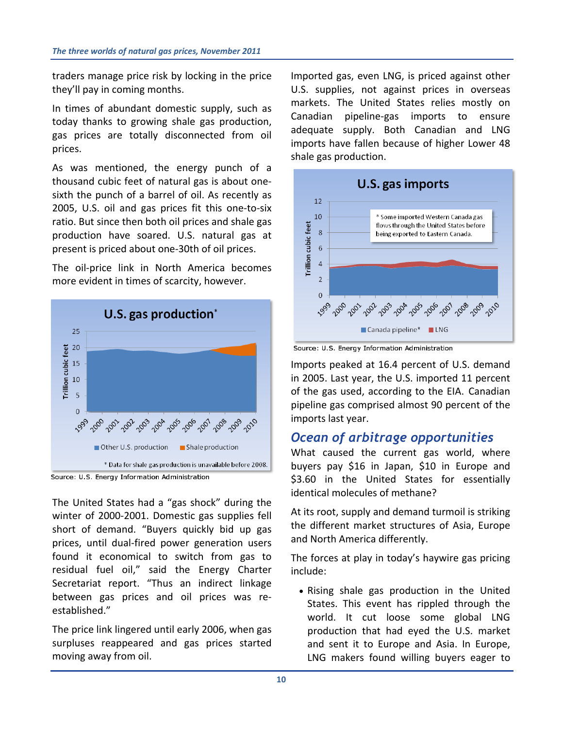traders manage price risk by locking in the price they'll pay in coming months.

In times of abundant domestic supply, such as today thanks to growing shale gas production, gas prices are totally disconnected from oil prices.

As was mentioned, the energy punch of a thousand cubic feet of natural gas is about one-sixth the punch of a barrel of oil. As recently as 2005, U.S. oil and gas prices fit this one-to-six ratio. But since then both oil prices and shale gas production have soared. U.S. natural gas at present is priced about one-30th of oil prices.

The oil-price link in North America becomes more evident in times of scarcity, however.

**U.S. gas production***

\* Data for shale gas production is unavailable before 2008.

Source: U.S. Energy Information Administration

The United States had a "gas shock" during the winter of 2000-2001. Domestic gas supplies fell short of demand. "Buyers quickly bid up gas prices, until dual-fired power generation users found it economical to switch from gas to residual fuel oil," said the Energy Charter Secretariat report. "Thus an indirect linkage between gas prices and oil prices was re-established."

The price link lingered until early 2006, when gas surpluses reappeared and gas prices started moving away from oil.

Imported gas, even LNG, is priced against other U.S. supplies, not against prices in overseas markets. The United States relies mostly on Canadian pipeline-gas imports to ensure adequate supply. Both Canadian and LNG imports have fallen because of higher Lower 48 shale gas production.

**U.S. gas imports**

\* Some imported Western Canada gas flows through the United States before being exported to Eastern Canada.

Source: U.S. Energy Information Administration

Imports peaked at 16.4 percent of U.S. demand in 2005. Last year, the U.S. imported 11 percent of the gas used, according to the EIA. Canadian pipeline gas comprised almost 90 percent of the imports last year.

## *Ocean of arbitrage opportunities*

What caused the current gas world, where buyers pay \$16 in Japan, \$10 in Europe and \$3.60 in the United States for essentially identical molecules of methane?

At its root, supply and demand turmoil is striking the different market structures of Asia, Europe and North America differently.

The forces at play in today's haywire gas pricing include:

- Rising shale gas production in the United States. This event has rippled through the world. It cut loose some global LNG production that had eyed the U.S. market and sent it to Europe and Asia. In Europe, LNG makers found willing buyers eager to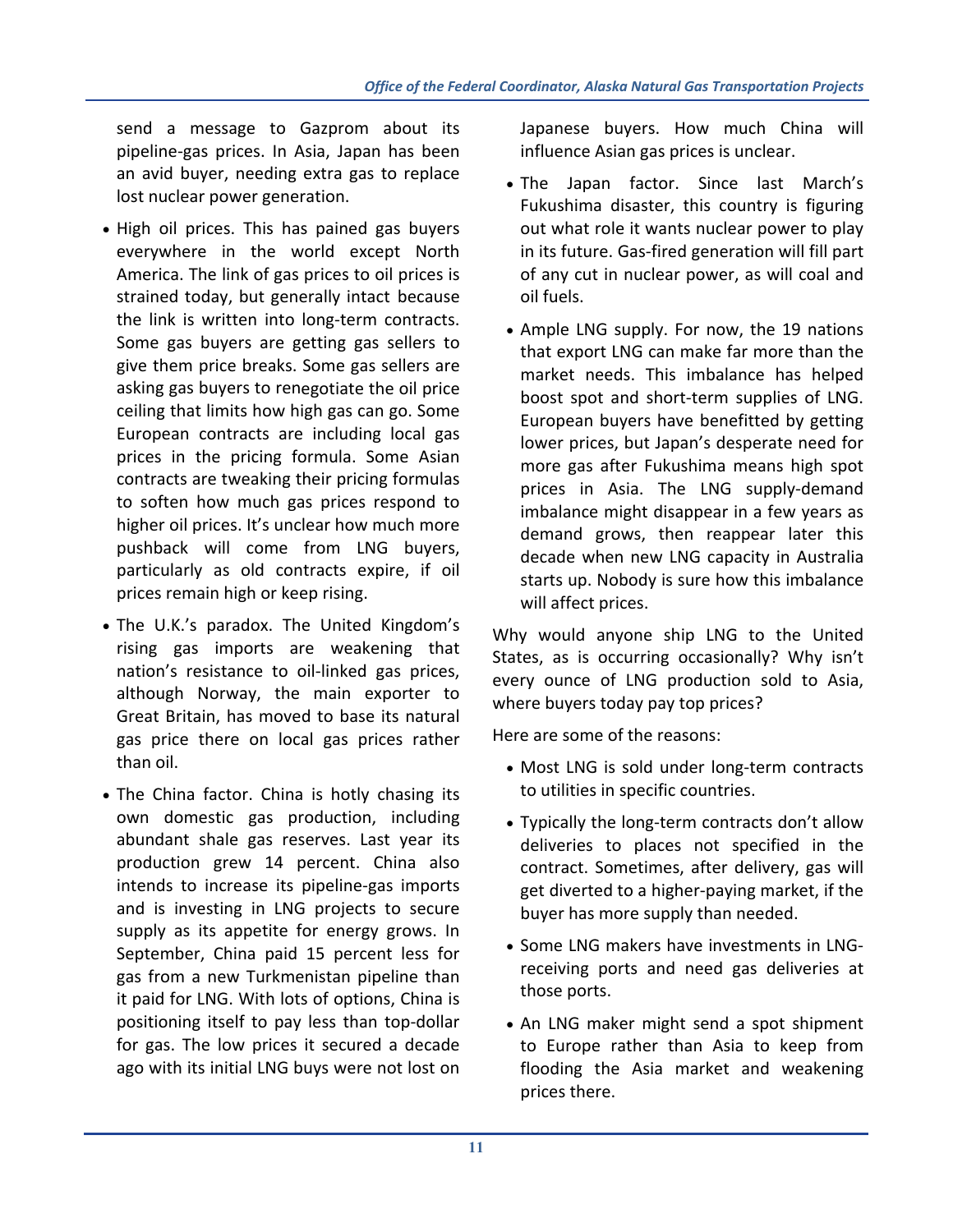send a message to Gazprom about its pipeline-gas prices. In Asia, Japan has been an avid buyer, needing extra gas to replace lost nuclear power generation.

- High oil prices. This has pained gas buyers everywhere in the world except North America. The link of gas prices to oil prices is strained today, but generally intact because the link is written into long-term contracts. Some gas buyers are getting gas sellers to give them price breaks. Some gas sellers are asking gas buyers to renegotiate the oil price ceiling that limits how high gas can go. Some European contracts are including local gas prices in the pricing formula. Some Asian contracts are tweaking their pricing formulas to soften how much gas prices respond to higher oil prices. It's unclear how much more pushback will come from LNG buyers, particularly as old contracts expire, if oil prices remain high or keep rising.
- The U.K.'s paradox. The United Kingdom's rising gas imports are weakening that nation's resistance to oil-linked gas prices, although Norway, the main exporter to Great Britain, has moved to base its natural gas price there on local gas prices rather than oil.
- The China factor. China is hotly chasing its own domestic gas production, including abundant shale gas reserves. Last year its production grew 14 percent. China also intends to increase its pipeline-gas imports and is investing in LNG projects to secure supply as its appetite for energy grows. In September, China paid 15 percent less for gas from a new Turkmenistan pipeline than it paid for LNG. With lots of options, China is positioning itself to pay less than top-dollar for gas. The low prices it secured a decade ago with its initial LNG buys were not lost on Japanese buyers. How much China will influence Asian gas prices is unclear.
- The Japan factor. Since last March's Fukushima disaster, this country is figuring out what role it wants nuclear power to play in its future. Gas-fired generation will fill part of any cut in nuclear power, as will coal and oil fuels.
- Ample LNG supply. For now, the 19 nations that export LNG can make far more than the market needs. This imbalance has helped boost spot and short-term supplies of LNG. European buyers have benefitted by getting lower prices, but Japan's desperate need for more gas after Fukushima means high spot prices in Asia. The LNG supply-demand imbalance might disappear in a few years as demand grows, then reappear later this decade when new LNG capacity in Australia starts up. Nobody is sure how this imbalance will affect prices.

Why would anyone ship LNG to the United States, as is occurring occasionally? Why isn't every ounce of LNG production sold to Asia, where buyers today pay top prices?

Here are some of the reasons:

- Most LNG is sold under long-term contracts to utilities in specific countries.
- Typically the long-term contracts don't allow deliveries to places not specified in the contract. Sometimes, after delivery, gas will get diverted to a higher-paying market, if the buyer has more supply than needed.
- Some LNG makers have investments in LNG-receiving ports and need gas deliveries at those ports.
- An LNG maker might send a spot shipment to Europe rather than Asia to keep from flooding the Asia market and weakening prices there.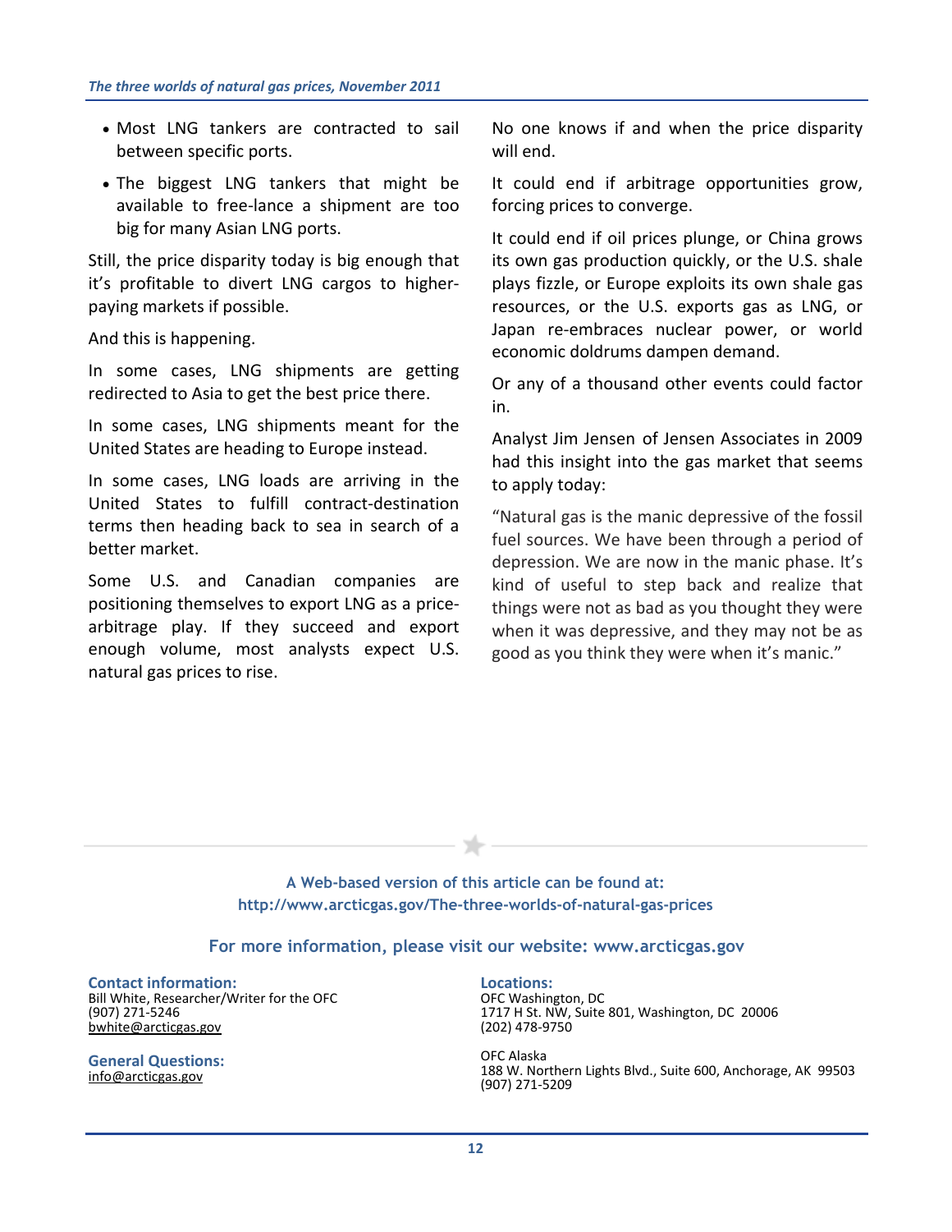- Most LNG tankers are contracted to sail between specific ports.
- The biggest LNG tankers that might be available to free-lance a shipment are too big for many Asian LNG ports.

Still, the price disparity today is big enough that it's profitable to divert LNG cargos to higher-paying markets if possible.

And this is happening.

In some cases, LNG shipments are getting redirected to Asia to get the best price there.

In some cases, LNG shipments meant for the United States are heading to Europe instead.

In some cases, LNG loads are arriving in the United States to fulfill contract-destination terms then heading back to sea in search of a better market.

Some U.S. and Canadian companies are positioning themselves to export LNG as a price-arbitrage play. If they succeed and export enough volume, most analysts expect U.S. natural gas prices to rise.

No one knows if and when the price disparity will end.

It could end if arbitrage opportunities grow, forcing prices to converge.

It could end if oil prices plunge, or China grows its own gas production quickly, or the U.S. shale plays fizzle, or Europe exploits its own shale gas resources, or the U.S. exports gas as LNG, or Japan re-embraces nuclear power, or world economic doldrums dampen demand.

Or any of a thousand other events could factor in.

Analyst Jim Jensen of Jensen Associates in 2009 had this insight into the gas market that seems to apply today:

"Natural gas is the manic depressive of the fossil fuel sources. We have been through a period of depression. We are now in the manic phase. It's kind of useful to step back and realize that things were not as bad as you thought they were when it was depressive, and they may not be as good as you think they were when it's manic."

---

**A Web-based version of this article can be found at:**
**http://www.arcticgas.gov/The-three-worlds-of-natural-gas-prices**

**For more information, please visit our website: www.arcticgas.gov**

**Contact information:**
Bill White, Researcher/Writer for the OFC
(907) 271-5246
bwhite@arcticgas.gov

**General Questions:**
info@arcticgas.gov

**Locations:**
OFC Washington, DC
1717 H St. NW, Suite 801, Washington, DC 20006
(202) 478-9750

OFC Alaska
188 W. Northern Lights Blvd., Suite 600, Anchorage, AK 99503
(907) 271-5209